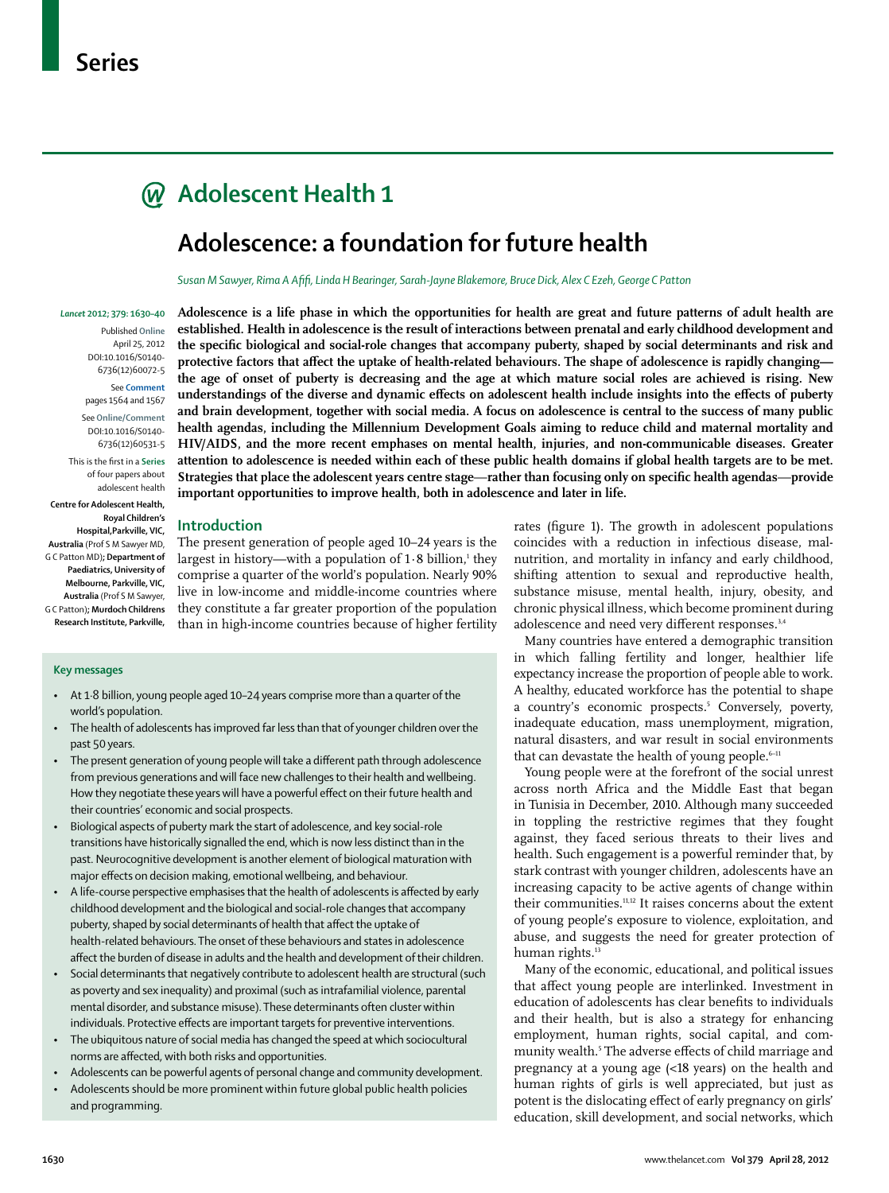Series

# Adolescent Health 1

## Adolescence: a foundation for future health

*Susan M Sawyer, Rima A Afifi, Linda H Bearinger, Sarah-Jayne Blakemore, Bruce Dick, Alex C Ezeh, George C Patton*

*Lancet* 2012; 379: 1630–40

Published Online April 25, 2012 DOI:10.1016/S0140-6736(12)60072-5

See Comment pages 1564 and 1567

See Online/Comment DOI:10.1016/S0140-6736(12)60531-5

This is the first in a Series of four papers about adolescent health

**Centre for Adolescent Health, Royal Children's Hospital, Parkville, VIC, Australia** (Prof S M Sawyer MD, G C Patton MD); **Department of Paediatrics, University of Melbourne, Parkville, VIC, Australia** (Prof S M Sawyer, G C Patton); **Murdoch Childrens Research Institute, Parkville,**

**Adolescence is a life phase in which the opportunities for health are great and future patterns of adult health are established. Health in adolescence is the result of interactions between prenatal and early childhood development and the specific biological and social-role changes that accompany puberty, shaped by social determinants and risk and protective factors that affect the uptake of health-related behaviours. The shape of adolescence is rapidly changing—the age of onset of puberty is decreasing and the age at which mature social roles are achieved is rising. New understandings of the diverse and dynamic effects on adolescent health include insights into the effects of puberty and brain development, together with social media. A focus on adolescence is central to the success of many public health agendas, including the Millennium Development Goals aiming to reduce child and maternal mortality and HIV/AIDS, and the more recent emphases on mental health, injuries, and non-communicable diseases. Greater attention to adolescence is needed within each of these public health domains if global health targets are to be met. Strategies that place the adolescent years centre stage—rather than focusing only on specific health agendas—provide important opportunities to improve health, both in adolescence and later in life.**

### Introduction

The present generation of people aged 10–24 years is the largest in history—with a population of 1·8 billion,[1] they comprise a quarter of the world's population. Nearly 90% live in low-income and middle-income countries where they constitute a far greater proportion of the population than in high-income countries because of higher fertility rates (figure 1). The growth in adolescent populations coincides with a reduction in infectious disease, malnutrition, and mortality in infancy and early childhood, shifting attention to sexual and reproductive health, substance misuse, mental health, injury, obesity, and chronic physical illness, which become prominent during adolescence and need very different responses.[3,4]

Many countries have entered a demographic transition in which falling fertility and longer, healthier life expectancy increase the proportion of people able to work. A healthy, educated workforce has the potential to shape a country's economic prospects.[5] Conversely, poverty, inadequate education, mass unemployment, migration, natural disasters, and war result in social environments that can devastate the health of young people.[6–11]

Young people were at the forefront of the social unrest across north Africa and the Middle East that began in Tunisia in December, 2010. Although many succeeded in toppling the restrictive regimes that they fought against, they faced serious threats to their lives and health. Such engagement is a powerful reminder that, by stark contrast with younger children, adolescents have an increasing capacity to be active agents of change within their communities.[11,12] It raises concerns about the extent of young people's exposure to violence, exploitation, and abuse, and suggests the need for greater protection of human rights.[13]

Many of the economic, educational, and political issues that affect young people are interlinked. Investment in education of adolescents has clear benefits to individuals and their health, but is also a strategy for enhancing employment, human rights, social capital, and community wealth.[5] The adverse effects of child marriage and pregnancy at a young age (<18 years) on the health and human rights of girls is well appreciated, but just as potent is the dislocating effect of early pregnancy on girls' education, skill development, and social networks, which

#### Key messages

- At 1·8 billion, young people aged 10–24 years comprise more than a quarter of the world's population.
- The health of adolescents has improved far less than that of younger children over the past 50 years.
- The present generation of young people will take a different path through adolescence from previous generations and will face new challenges to their health and wellbeing. How they negotiate these years will have a powerful effect on their future health and their countries' economic and social prospects.
- Biological aspects of puberty mark the start of adolescence, and key social-role transitions have historically signalled the end, which is now less distinct than in the past. Neurocognitive development is another element of biological maturation with major effects on decision making, emotional wellbeing, and behaviour.
- A life-course perspective emphasises that the health of adolescents is affected by early childhood development and the biological and social-role changes that accompany puberty, shaped by social determinants of health that affect the uptake of health-related behaviours. The onset of these behaviours and states in adolescence affect the burden of disease in adults and the health and development of their children.
- Social determinants that negatively contribute to adolescent health are structural (such as poverty and sex inequality) and proximal (such as intrafamilial violence, parental mental disorder, and substance misuse). These determinants often cluster within individuals. Protective effects are important targets for preventive interventions.
- The ubiquitous nature of social media has changed the speed at which sociocultural norms are affected, with both risks and opportunities.
- Adolescents can be powerful agents of personal change and community development.
- Adolescents should be more prominent within future global public health policies and programming.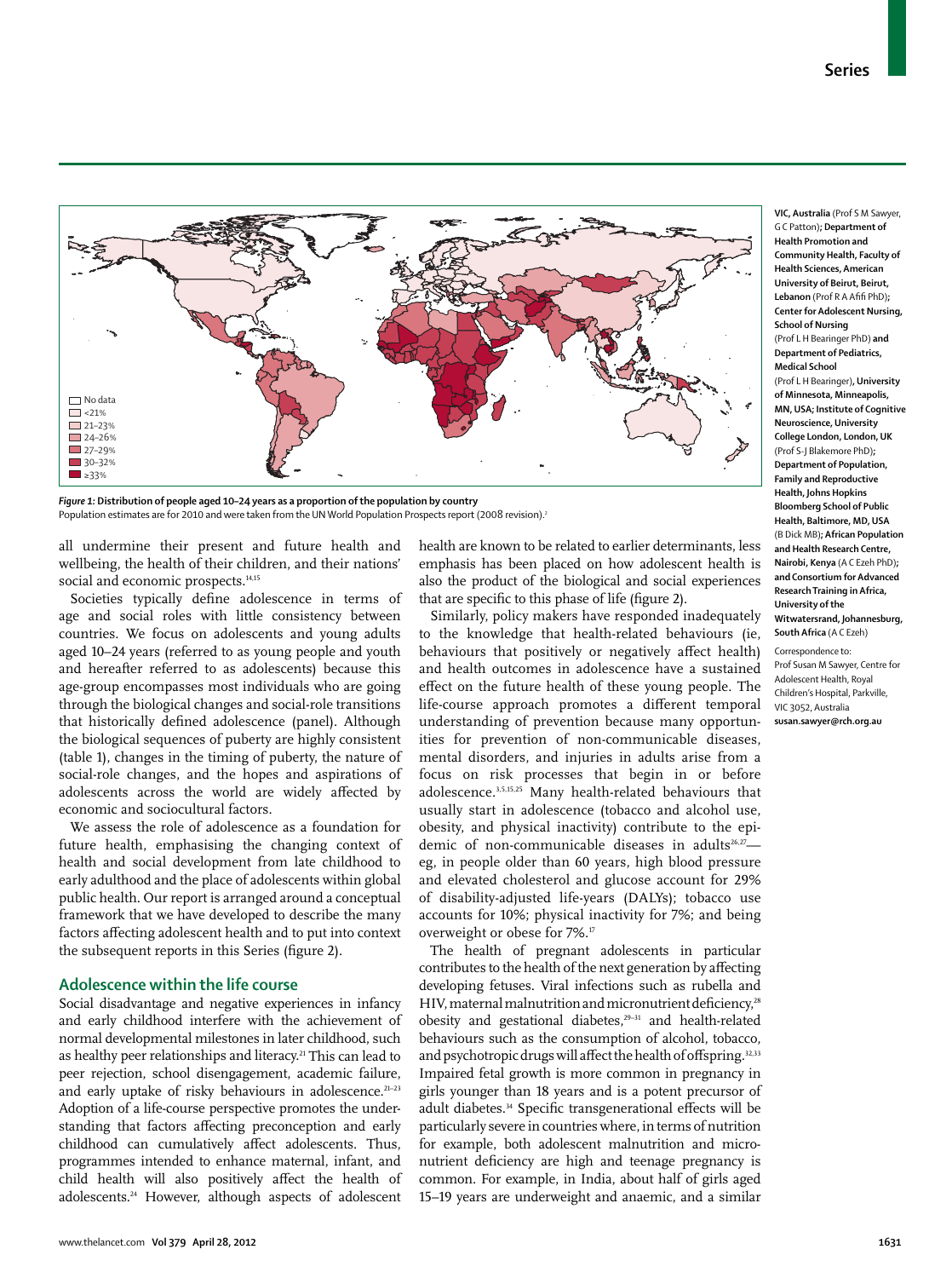Figure 1: Distribution of people aged 10–24 years as a proportion of the population by country

Population estimates are for 2010 and were taken from the UN World Population Prospects report (2008 revision).[2]

VIC, Australia (Prof S M Sawyer, G C Patton); **Department of Health Promotion and Community Health, Faculty of Health Sciences, American University of Beirut, Beirut, Lebanon** (Prof R A Afifi PhD); **Center for Adolescent Nursing, School of Nursing** (Prof L H Bearinger PhD) **and Department of Pediatrics, Medical School** (Prof L H Bearinger), **University of Minnesota, Minneapolis, MN, USA; Institute of Cognitive Neuroscience, University College London, London, UK** (Prof S-J Blakemore PhD); **Department of Population, Family and Reproductive Health, Johns Hopkins Bloomberg School of Public Health, Baltimore, MD, USA** (B Dick MB); **African Population and Health Research Centre, Nairobi, Kenya** (A C Ezeh PhD); **and Consortium for Advanced Research Training in Africa, University of the Witwatersrand, Johannesburg, South Africa** (A C Ezeh)

Correspondence to: Prof Susan M Sawyer, Centre for Adolescent Health, Royal Children's Hospital, Parkville, VIC 3052, Australia **susan.sawyer@rch.org.au**

all undermine their present and future health and wellbeing, the health of their children, and their nations' social and economic prospects.[14,15]

Societies typically define adolescence in terms of age and social roles with little consistency between countries. We focus on adolescents and young adults aged 10–24 years (referred to as young people and youth and hereafter referred to as adolescents) because this age-group encompasses most individuals who are going through the biological changes and social-role transitions that historically defined adolescence (panel). Although the biological sequences of puberty are highly consistent (table 1), changes in the timing of puberty, the nature of social-role changes, and the hopes and aspirations of adolescents across the world are widely affected by economic and sociocultural factors.

We assess the role of adolescence as a foundation for future health, emphasising the changing context of health and social development from late childhood to early adulthood and the place of adolescents within global public health. Our report is arranged around a conceptual framework that we have developed to describe the many factors affecting adolescent health and to put into context the subsequent reports in this Series (figure 2).

## Adolescence within the life course

Social disadvantage and negative experiences in infancy and early childhood interfere with the achievement of normal developmental milestones in later childhood, such as healthy peer relationships and literacy.[21] This can lead to peer rejection, school disengagement, academic failure, and early uptake of risky behaviours in adolescence.[21–23] Adoption of a life-course perspective promotes the understanding that factors affecting preconception and early childhood can cumulatively affect adolescents. Thus, programmes intended to enhance maternal, infant, and child health will also positively affect the health of adolescents.[24] However, although aspects of adolescent health are known to be related to earlier determinants, less emphasis has been placed on how adolescent health is also the product of the biological and social experiences that are specific to this phase of life (figure 2).

Similarly, policy makers have responded inadequately to the knowledge that health-related behaviours (ie, behaviours that positively or negatively affect health) and health outcomes in adolescence have a sustained effect on the future health of these young people. The life-course approach promotes a different temporal understanding of prevention because many opportunities for prevention of non-communicable diseases, mental disorders, and injuries in adults arise from a focus on risk processes that begin in or before adolescence.[3,5,15,25] Many health-related behaviours that usually start in adolescence (tobacco and alcohol use, obesity, and physical inactivity) contribute to the epidemic of non-communicable diseases in adults[26,27]—eg, in people older than 60 years, high blood pressure and elevated cholesterol and glucose account for 29% of disability-adjusted life-years (DALYs); tobacco use accounts for 10%; physical inactivity for 7%; and being overweight or obese for 7%.[17]

The health of pregnant adolescents in particular contributes to the health of the next generation by affecting developing fetuses. Viral infections such as rubella and HIV, maternal malnutrition and micronutrient deficiency,[28] obesity and gestational diabetes,[29–31] and health-related behaviours such as the consumption of alcohol, tobacco, and psychotropic drugs will affect the health of offspring.[32,33] Impaired fetal growth is more common in pregnancy in girls younger than 18 years and is a potent precursor of adult diabetes.[34] Specific transgenerational effects will be particularly severe in countries where, in terms of nutrition for example, both adolescent malnutrition and micronutrient deficiency are high and teenage pregnancy is common. For example, in India, about half of girls aged 15–19 years are underweight and anaemic, and a similar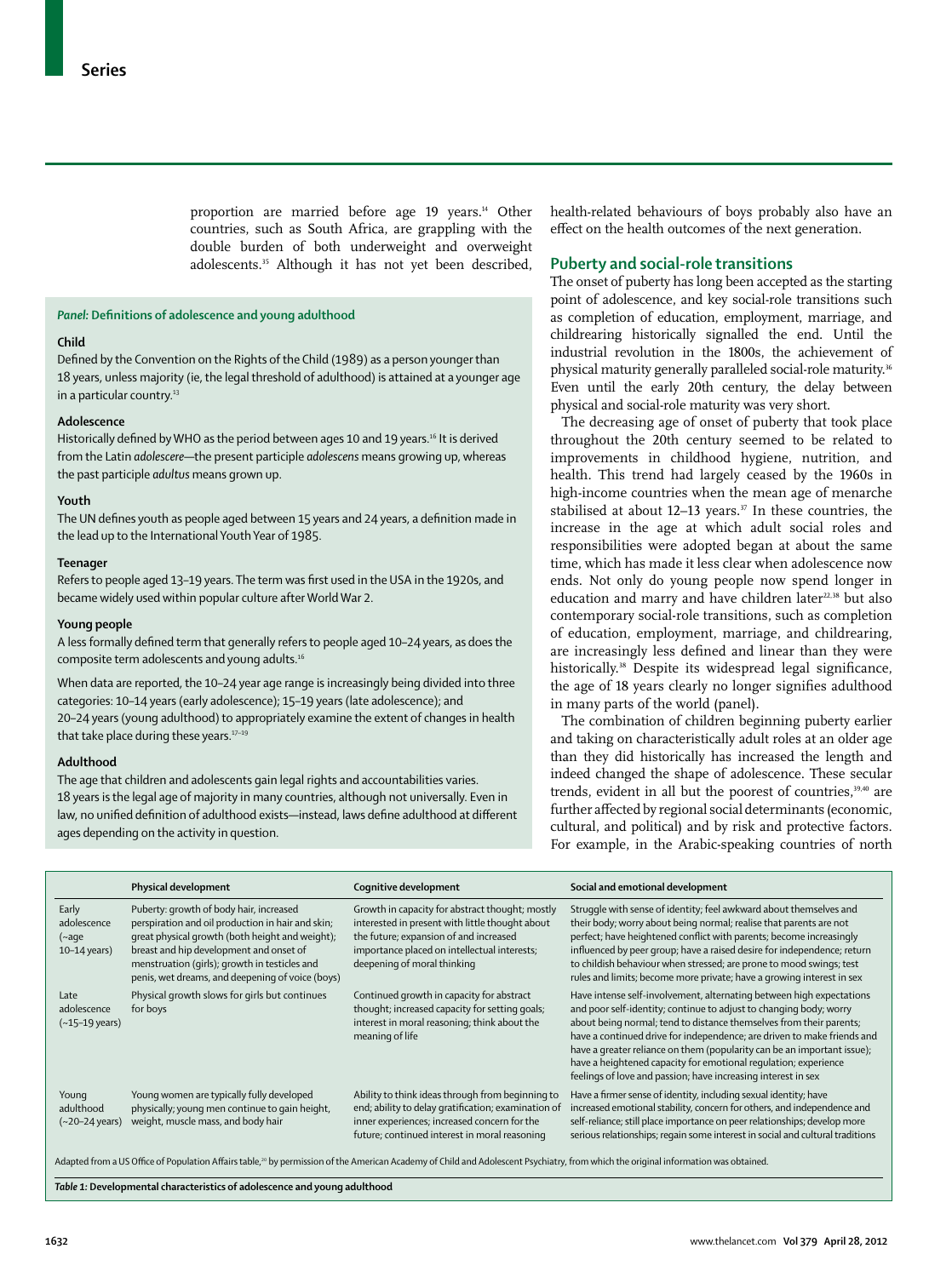proportion are married before age 19 years.[14] Other countries, such as South Africa, are grappling with the double burden of both underweight and overweight adolescents.[35] Although it has not yet been described, health-related behaviours of boys probably also have an effect on the health outcomes of the next generation.

### *Panel:* Definitions of adolescence and young adulthood

**Child**

Defined by the Convention on the Rights of the Child (1989) as a person younger than 18 years, unless majority (ie, the legal threshold of adulthood) is attained at a younger age in a particular country.[33]

**Adolescence**

Historically defined by WHO as the period between ages 10 and 19 years.[16] It is derived from the Latin *adolescere*—the present participle *adolescens* means growing up, whereas the past participle *adultus* means grown up.

**Youth**

The UN defines youth as people aged between 15 years and 24 years, a definition made in the lead up to the International Youth Year of 1985.

**Teenager**

Refers to people aged 13–19 years. The term was first used in the USA in the 1920s, and became widely used within popular culture after World War 2.

**Young people**

A less formally defined term that generally refers to people aged 10–24 years, as does the composite term adolescents and young adults.[16]

When data are reported, the 10–24 year age range is increasingly being divided into three categories: 10–14 years (early adolescence); 15–19 years (late adolescence); and 20–24 years (young adulthood) to appropriately examine the extent of changes in health that take place during these years.[17–19]

**Adulthood**

The age that children and adolescents gain legal rights and accountabilities varies. 18 years is the legal age of majority in many countries, although not universally. Even in law, no unified definition of adulthood exists—instead, laws define adulthood at different ages depending on the activity in question.

## Puberty and social-role transitions

The onset of puberty has long been accepted as the starting point of adolescence, and key social-role transitions such as completion of education, employment, marriage, and childrearing historically signalled the end. Until the industrial revolution in the 1800s, the achievement of physical maturity generally paralleled social-role maturity.[36] Even until the early 20th century, the delay between physical and social-role maturity was very short.

The decreasing age of onset of puberty that took place throughout the 20th century seemed to be related to improvements in childhood hygiene, nutrition, and health. This trend had largely ceased by the 1960s in high-income countries when the mean age of menarche stabilised at about 12–13 years.[37] In these countries, the increase in the age at which adult social roles and responsibilities were adopted began at about the same time, which has made it less clear when adolescence now ends. Not only do young people now spend longer in education and marry and have children later[22,38] but also contemporary social-role transitions, such as completion of education, employment, marriage, and childrearing, are increasingly less defined and linear than they were historically.[38] Despite its widespread legal significance, the age of 18 years clearly no longer signifies adulthood in many parts of the world (panel).

The combination of children beginning puberty earlier and taking on characteristically adult roles at an older age than they did historically has increased the length and indeed changed the shape of adolescence. These secular trends, evident in all but the poorest of countries,[39,40] are further affected by regional social determinants (economic, cultural, and political) and by risk and protective factors. For example, in the Arabic-speaking countries of north

| | Physical development | Cognitive development | Social and emotional development |
|---|---|---|---|
| Early adolescence (~age 10–14 years) | Puberty: growth of body hair, increased perspiration and oil production in hair and skin; great physical growth (both height and weight); breast and hip development and onset of menstruation (girls); growth in testicles and penis, wet dreams, and deepening of voice (boys) | Growth in capacity for abstract thought; mostly interested in present with little thought about the future; expansion of and increased importance placed on intellectual interests; deepening of moral thinking | Struggle with sense of identity; feel awkward about themselves and their body; worry about being normal; realise that parents are not perfect; have heightened conflict with parents; become increasingly influenced by peer group; have a raised desire for independence; return to childish behaviour when stressed; are prone to mood swings; test rules and limits; become more private; have a growing interest in sex |
| Late adolescence (~15–19 years) | Physical growth slows for girls but continues for boys | Continued growth in capacity for abstract thought; increased capacity for setting goals; interest in moral reasoning; think about the meaning of life | Have intense self-involvement, alternating between high expectations and poor self-identity; continue to adjust to changing body; worry about being normal; tend to distance themselves from their parents; have a continued drive for independence; are driven to make friends and have a greater reliance on them (popularity can be an important issue); have a heightened capacity for emotional regulation; experience feelings of love and passion; have increasing interest in sex |
| Young adulthood (~20–24 years) | Young women are typically fully developed physically; young men continue to gain height, weight, muscle mass, and body hair | Ability to think ideas through from beginning to end; ability to delay gratification; examination of inner experiences; increased concern for the future; continued interest in moral reasoning | Have a firmer sense of identity, including sexual identity; have increased emotional stability, concern for others, and independence and self-reliance; still place importance on peer relationships; develop more serious relationships; regain some interest in social and cultural traditions |

Adapted from a US Office of Population Affairs table,[20] by permission of the American Academy of Child and Adolescent Psychiatry, from which the original information was obtained.

*Table 1:* **Developmental characteristics of adolescence and young adulthood**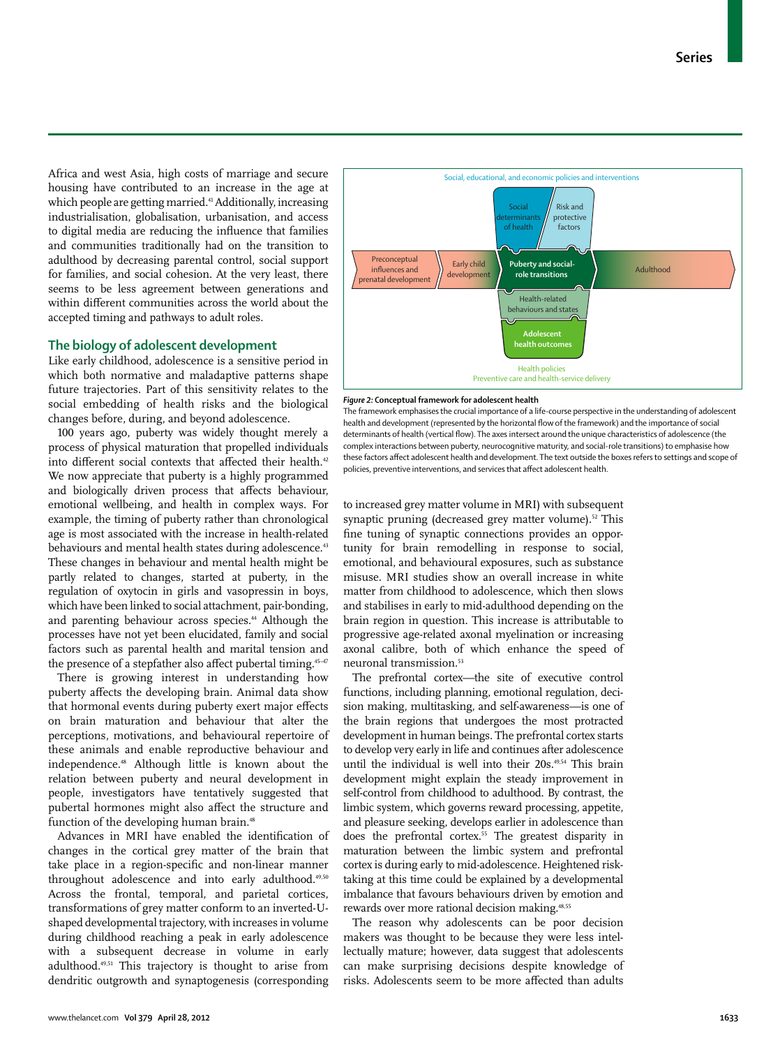Africa and west Asia, high costs of marriage and secure housing have contributed to an increase in the age at which people are getting married.[41] Additionally, increasing industrialisation, globalisation, urbanisation, and access to digital media are reducing the influence that families and communities traditionally had on the transition to adulthood by decreasing parental control, social support for families, and social cohesion. At the very least, there seems to be less agreement between generations and within different communities across the world about the accepted timing and pathways to adult roles.

## The biology of adolescent development

Like early childhood, adolescence is a sensitive period in which both normative and maladaptive patterns shape future trajectories. Part of this sensitivity relates to the social embedding of health risks and the biological changes before, during, and beyond adolescence.

100 years ago, puberty was widely thought merely a process of physical maturation that propelled individuals into different social contexts that affected their health.[42] We now appreciate that puberty is a highly programmed and biologically driven process that affects behaviour, emotional wellbeing, and health in complex ways. For example, the timing of puberty rather than chronological age is most associated with the increase in health-related behaviours and mental health states during adolescence.[43] These changes in behaviour and mental health might be partly related to changes, started at puberty, in the regulation of oxytocin in girls and vasopressin in boys, which have been linked to social attachment, pair-bonding, and parenting behaviour across species.[44] Although the processes have not yet been elucidated, family and social factors such as parental health and marital tension and the presence of a stepfather also affect pubertal timing.[45–47]

There is growing interest in understanding how puberty affects the developing brain. Animal data show that hormonal events during puberty exert major effects on brain maturation and behaviour that alter the perceptions, motivations, and behavioural repertoire of these animals and enable reproductive behaviour and independence.[48] Although little is known about the relation between puberty and neural development in people, investigators have tentatively suggested that pubertal hormones might also affect the structure and function of the developing human brain.[48]

Advances in MRI have enabled the identification of changes in the cortical grey matter of the brain that take place in a region-specific and non-linear manner throughout adolescence and into early adulthood.[49,50] Across the frontal, temporal, and parietal cortices, transformations of grey matter conform to an inverted-U-shaped developmental trajectory, with increases in volume during childhood reaching a peak in early adolescence with a subsequent decrease in volume in early adulthood.[49,51] This trajectory is thought to arise from dendritic outgrowth and synaptogenesis (corresponding to increased grey matter volume in MRI) with subsequent synaptic pruning (decreased grey matter volume).[52] This fine tuning of synaptic connections provides an opportunity for brain remodelling in response to social, emotional, and behavioural exposures, such as substance misuse. MRI studies show an overall increase in white matter from childhood to adolescence, which then slows and stabilises in early to mid-adulthood depending on the brain region in question. This increase is attributable to progressive age-related axonal myelination or increasing axonal calibre, both of which enhance the speed of neuronal transmission.[53]

The prefrontal cortex—the site of executive control functions, including planning, emotional regulation, decision making, multitasking, and self-awareness—is one of the brain regions that undergoes the most protracted development in human beings. The prefrontal cortex starts to develop very early in life and continues after adolescence until the individual is well into their 20s.[49,54] This brain development might explain the steady improvement in self-control from childhood to adulthood. By contrast, the limbic system, which governs reward processing, appetite, and pleasure seeking, develops earlier in adolescence than does the prefrontal cortex.[55] The greatest disparity in maturation between the limbic system and prefrontal cortex is during early to mid-adolescence. Heightened risk-taking at this time could be explained by a developmental imbalance that favours behaviours driven by emotion and rewards over more rational decision making.[48,55]

The reason why adolescents can be poor decision makers was thought to be because they were less intellectually mature; however, data suggest that adolescents can make surprising decisions despite knowledge of risks. Adolescents seem to be more affected than adults

Social, educational, and economic policies and interventions

Social determinants of health | Risk and protective factors

Preconceptual influences and prenatal development → Early child development → Puberty and social-role transitions → Adulthood

Health-related behaviours and states

Adolescent health outcomes

Health policies
Preventive care and health-service delivery

*Figure 2:* **Conceptual framework for adolescent health**
The framework emphasises the crucial importance of a life-course perspective in the understanding of adolescent health and development (represented by the horizontal flow of the framework) and the importance of social determinants of health (vertical flow). The axes intersect around the unique characteristics of adolescence (the complex interactions between puberty, neurocognitive maturity, and social-role transitions) to emphasise how these factors affect adolescent health and development. The text outside the boxes refers to settings and scope of policies, preventive interventions, and services that affect adolescent health.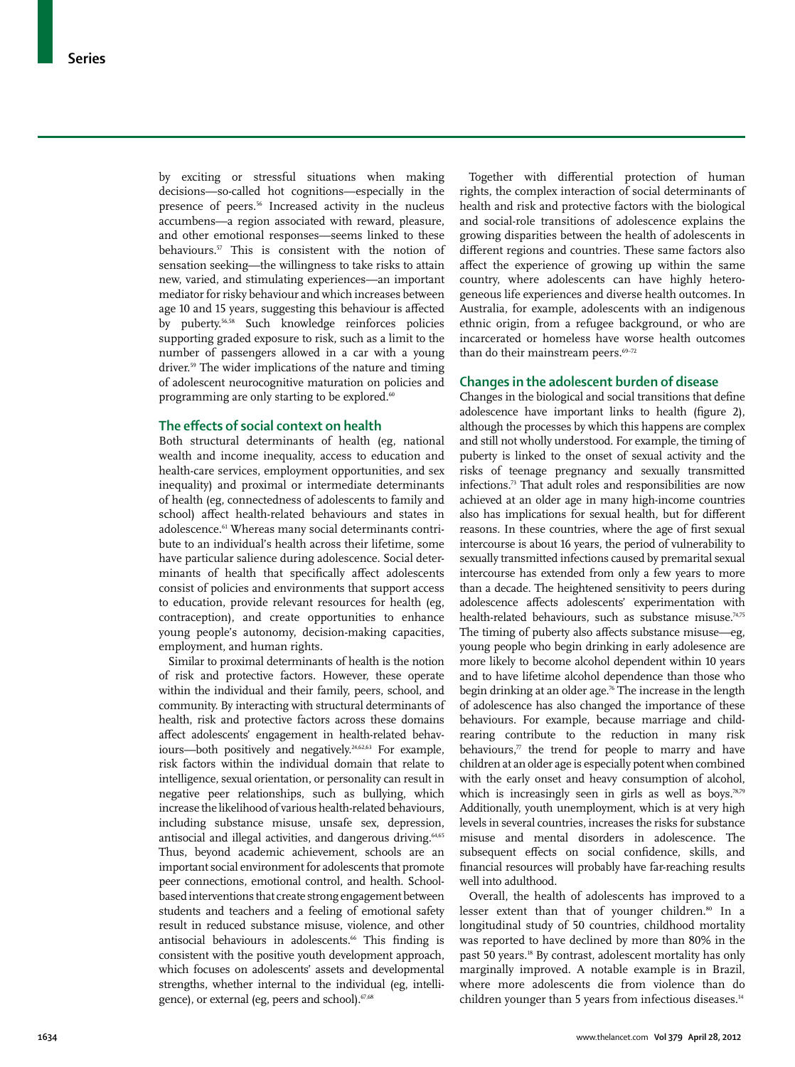by exciting or stressful situations when making decisions—so-called hot cognitions—especially in the presence of peers.[56] Increased activity in the nucleus accumbens—a region associated with reward, pleasure, and other emotional responses—seems linked to these behaviours.[57] This is consistent with the notion of sensation seeking—the willingness to take risks to attain new, varied, and stimulating experiences—an important mediator for risky behaviour and which increases between age 10 and 15 years, suggesting this behaviour is affected by puberty.[56,58] Such knowledge reinforces policies supporting graded exposure to risk, such as a limit to the number of passengers allowed in a car with a young driver.[59] The wider implications of the nature and timing of adolescent neurocognitive maturation on policies and programming are only starting to be explored.[60]

## The effects of social context on health

Both structural determinants of health (eg, national wealth and income inequality, access to education and health-care services, employment opportunities, and sex inequality) and proximal or intermediate determinants of health (eg, connectedness of adolescents to family and school) affect health-related behaviours and states in adolescence.[61] Whereas many social determinants contribute to an individual's health across their lifetime, some have particular salience during adolescence. Social determinants of health that specifically affect adolescents consist of policies and environments that support access to education, provide relevant resources for health (eg, contraception), and create opportunities to enhance young people's autonomy, decision-making capacities, employment, and human rights.

Similar to proximal determinants of health is the notion of risk and protective factors. However, these operate within the individual and their family, peers, school, and community. By interacting with structural determinants of health, risk and protective factors across these domains affect adolescents' engagement in health-related behaviours—both positively and negatively.[24,62,63] For example, risk factors within the individual domain that relate to intelligence, sexual orientation, or personality can result in negative peer relationships, such as bullying, which increase the likelihood of various health-related behaviours, including substance misuse, unsafe sex, depression, antisocial and illegal activities, and dangerous driving.[64,65] Thus, beyond academic achievement, schools are an important social environment for adolescents that promote peer connections, emotional control, and health. School-based interventions that create strong engagement between students and teachers and a feeling of emotional safety result in reduced substance misuse, violence, and other antisocial behaviours in adolescents.[66] This finding is consistent with the positive youth development approach, which focuses on adolescents' assets and developmental strengths, whether internal to the individual (eg, intelligence), or external (eg, peers and school).[67,68]

Together with differential protection of human rights, the complex interaction of social determinants of health and risk and protective factors with the biological and social-role transitions of adolescence explains the growing disparities between the health of adolescents in different regions and countries. These same factors also affect the experience of growing up within the same country, where adolescents can have highly heterogeneous life experiences and diverse health outcomes. In Australia, for example, adolescents with an indigenous ethnic origin, from a refugee background, or who are incarcerated or homeless have worse health outcomes than do their mainstream peers.[69–72]

## Changes in the adolescent burden of disease

Changes in the biological and social transitions that define adolescence have important links to health (figure 2), although the processes by which this happens are complex and still not wholly understood. For example, the timing of puberty is linked to the onset of sexual activity and the risks of teenage pregnancy and sexually transmitted infections.[73] That adult roles and responsibilities are now achieved at an older age in many high-income countries also has implications for sexual health, but for different reasons. In these countries, where the age of first sexual intercourse is about 16 years, the period of vulnerability to sexually transmitted infections caused by premarital sexual intercourse has extended from only a few years to more than a decade. The heightened sensitivity to peers during adolescence affects adolescents' experimentation with health-related behaviours, such as substance misuse.[74,75] The timing of puberty also affects substance misuse—eg, young people who begin drinking in early adolescence are more likely to become alcohol dependent within 10 years and to have lifetime alcohol dependence than those who begin drinking at an older age.[76] The increase in the length of adolescence has also changed the importance of these behaviours. For example, because marriage and childrearing contribute to the reduction in many risk behaviours,[77] the trend for people to marry and have children at an older age is especially potent when combined with the early onset and heavy consumption of alcohol, which is increasingly seen in girls as well as boys.[78,79] Additionally, youth unemployment, which is at very high levels in several countries, increases the risks for substance misuse and mental disorders in adolescence. The subsequent effects on social confidence, skills, and financial resources will probably have far-reaching results well into adulthood.

Overall, the health of adolescents has improved to a lesser extent than that of younger children.[80] In a longitudinal study of 50 countries, childhood mortality was reported to have declined by more than 80% in the past 50 years.[18] By contrast, adolescent mortality has only marginally improved. A notable example is in Brazil, where more adolescents die from violence than do children younger than 5 years from infectious diseases.[14]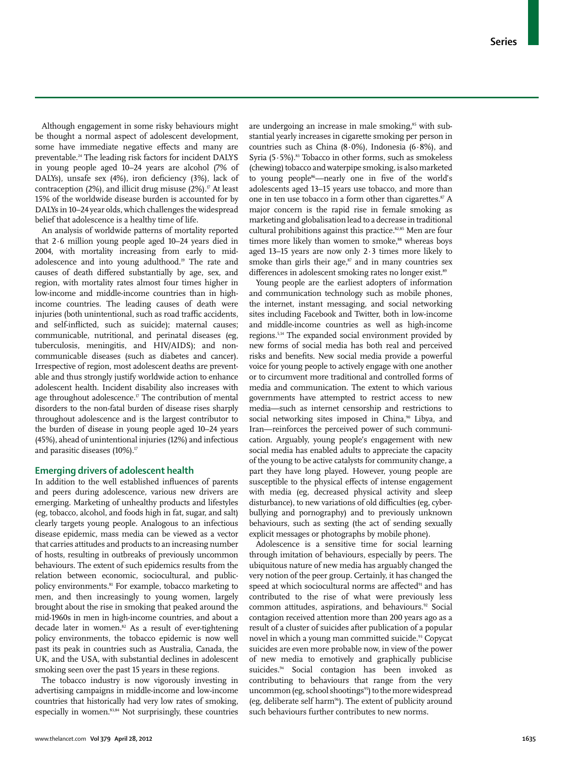Although engagement in some risky behaviours might be thought a normal aspect of adolescent development, some have immediate negative effects and many are preventable.[24] The leading risk factors for incident DALYS in young people aged 10–24 years are alcohol (7% of DALYs), unsafe sex (4%), iron deficiency (3%), lack of contraception (2%), and illicit drug misuse (2%).[17] At least 15% of the worldwide disease burden is accounted for by DALYs in 10–24 year olds, which challenges the widespread belief that adolescence is a healthy time of life.

An analysis of worldwide patterns of mortality reported that 2·6 million young people aged 10–24 years died in 2004, with mortality increasing from early to mid-adolescence and into young adulthood.[19] The rate and causes of death differed substantially by age, sex, and region, with mortality rates almost four times higher in low-income and middle-income countries than in high-income countries. The leading causes of death were injuries (both unintentional, such as road traffic accidents, and self-inflicted, such as suicide); maternal causes; communicable, nutritional, and perinatal diseases (eg, tuberculosis, meningitis, and HIV/AIDS); and non-communicable diseases (such as diabetes and cancer). Irrespective of region, most adolescent deaths are preventable and thus strongly justify worldwide action to enhance adolescent health. Incident disability also increases with age throughout adolescence.[17] The contribution of mental disorders to the non-fatal burden of disease rises sharply throughout adolescence and is the largest contributor to the burden of disease in young people aged 10–24 years (45%), ahead of unintentional injuries (12%) and infectious and parasitic diseases (10%).[17]

## Emerging drivers of adolescent health

In addition to the well established influences of parents and peers during adolescence, various new drivers are emerging. Marketing of unhealthy products and lifestyles (eg, tobacco, alcohol, and foods high in fat, sugar, and salt) clearly targets young people. Analogous to an infectious disease epidemic, mass media can be viewed as a vector that carries attitudes and products to an increasing number of hosts, resulting in outbreaks of previously uncommon behaviours. The extent of such epidemics results from the relation between economic, sociocultural, and public-policy environments.[81] For example, tobacco marketing to men, and then increasingly to young women, largely brought about the rise in smoking that peaked around the mid-1960s in men in high-income countries, and about a decade later in women.[82] As a result of ever-tightening policy environments, the tobacco epidemic is now well past its peak in countries such as Australia, Canada, the UK, and the USA, with substantial declines in adolescent smoking seen over the past 15 years in these regions.

The tobacco industry is now vigorously investing in advertising campaigns in middle-income and low-income countries that historically had very low rates of smoking, especially in women.[83,84] Not surprisingly, these countries are undergoing an increase in male smoking,[85] with substantial yearly increases in cigarette smoking per person in countries such as China (8·0%), Indonesia (6·8%), and Syria (5·5%).[83] Tobacco in other forms, such as smokeless (chewing) tobacco and waterpipe smoking, is also marketed to young people[86]—nearly one in five of the world's adolescents aged 13–15 years use tobacco, and more than one in ten use tobacco in a form other than cigarettes.[87] A major concern is the rapid rise in female smoking as marketing and globalisation lead to a decrease in traditional cultural prohibitions against this practice.[82,85] Men are four times more likely than women to smoke,[88] whereas boys aged 13–15 years are now only 2·3 times more likely to smoke than girls their age,[87] and in many countries sex differences in adolescent smoking rates no longer exist.[89]

Young people are the earliest adopters of information and communication technology such as mobile phones, the internet, instant messaging, and social networking sites including Facebook and Twitter, both in low-income and middle-income countries as well as high-income regions.[5,14] The expanded social environment provided by new forms of social media has both real and perceived risks and benefits. New social media provide a powerful voice for young people to actively engage with one another or to circumvent more traditional and controlled forms of media and communication. The extent to which various governments have attempted to restrict access to new media—such as internet censorship and restrictions to social networking sites imposed in China,[90] Libya, and Iran—reinforces the perceived power of such communication. Arguably, young people's engagement with new social media has enabled adults to appreciate the capacity of the young to be active catalysts for community change, a part they have long played. However, young people are susceptible to the physical effects of intense engagement with media (eg, decreased physical activity and sleep disturbance), to new variations of old difficulties (eg, cyber-bullying and pornography) and to previously unknown behaviours, such as sexting (the act of sending sexually explicit messages or photographs by mobile phone).

Adolescence is a sensitive time for social learning through imitation of behaviours, especially by peers. The ubiquitous nature of new media has arguably changed the very notion of the peer group. Certainly, it has changed the speed at which sociocultural norms are affected[91] and has contributed to the rise of what were previously less common attitudes, aspirations, and behaviours.[92] Social contagion received attention more than 200 years ago as a result of a cluster of suicides after publication of a popular novel in which a young man committed suicide.[93] Copycat suicides are even more probable now, in view of the power of new media to emotively and graphically publicise suicides.[94] Social contagion has been invoked as contributing to behaviours that range from the very uncommon (eg, school shootings[95]) to the more widespread (eg, deliberate self harm[96]). The extent of publicity around such behaviours further contributes to new norms.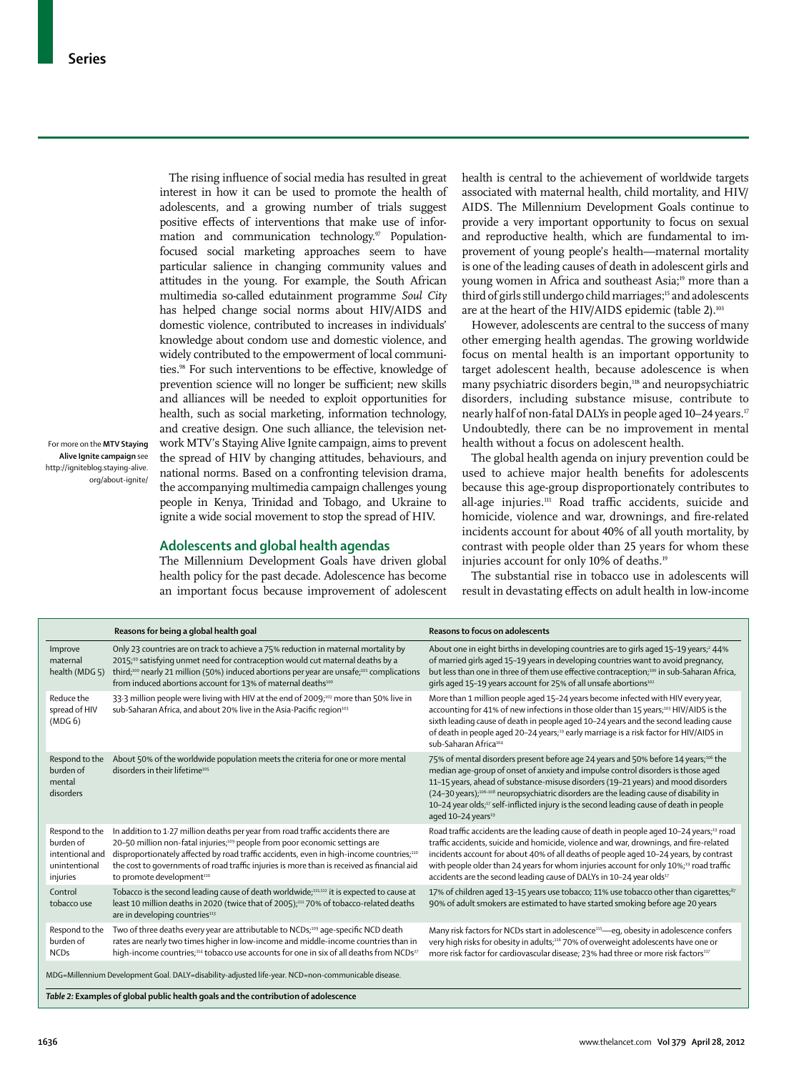The rising influence of social media has resulted in great interest in how it can be used to promote the health of adolescents, and a growing number of trials suggest positive effects of interventions that make use of information and communication technology.[97] Population-focused social marketing approaches seem to have particular salience in changing community values and attitudes in the young. For example, the South African multimedia so-called edutainment programme *Soul City* has helped change social norms about HIV/AIDS and domestic violence, contributed to increases in individuals' knowledge about condom use and domestic violence, and widely contributed to the empowerment of local communities.[98] For such interventions to be effective, knowledge of prevention science will no longer be sufficient; new skills and alliances will be needed to exploit opportunities for health, such as social marketing, information technology, and creative design. One such alliance, the television network MTV's Staying Alive Ignite campaign, aims to prevent the spread of HIV by changing attitudes, behaviours, and national norms. Based on a confronting television drama, the accompanying multimedia campaign challenges young people in Kenya, Trinidad and Tobago, and Ukraine to ignite a wide social movement to stop the spread of HIV.

For more on the **MTV Staying Alive Ignite campaign** see http://igniteblog.staying-alive.org/about-ignite/

## Adolescents and global health agendas

The Millennium Development Goals have driven global health policy for the past decade. Adolescence has become an important focus because improvement of adolescent health is central to the achievement of worldwide targets associated with maternal health, child mortality, and HIV/AIDS. The Millennium Development Goals continue to provide a very important opportunity to focus on sexual and reproductive health, which are fundamental to improvement of young people's health—maternal mortality is one of the leading causes of death in adolescent girls and young women in Africa and southeast Asia;[19] more than a third of girls still undergo child marriages;[15] and adolescents are at the heart of the HIV/AIDS epidemic (table 2).[103]

However, adolescents are central to the success of many other emerging health agendas. The growing worldwide focus on mental health is an important opportunity to target adolescent health, because adolescence is when many psychiatric disorders begin,[118] and neuropsychiatric disorders, including substance misuse, contribute to nearly half of non-fatal DALYs in people aged 10–24 years.[17] Undoubtedly, there can be no improvement in mental health without a focus on adolescent health.

The global health agenda on injury prevention could be used to achieve major health benefits for adolescents because this age-group disproportionately contributes to all-age injuries.[111] Road traffic accidents, suicide and homicide, violence and war, drownings, and fire-related incidents account for about 40% of all youth mortality, by contrast with people older than 25 years for whom these injuries account for only 10% of deaths.[19]

The substantial rise in tobacco use in adolescents will result in devastating effects on adult health in low-income

| | Reasons for being a global health goal | Reasons to focus on adolescents |
|---|---|---|
| Improve maternal health (MDG 5) | Only 23 countries are on track to achieve a 75% reduction in maternal mortality by 2015;[99] satisfying unmet need for contraception would cut maternal deaths by a third;[100] nearly 21 million (50%) induced abortions per year are unsafe;[101] complications from induced abortions account for 13% of maternal deaths[100] | About one in eight births in developing countries are to girls aged 15–19 years;[2] 44% of married girls aged 15–19 years in developing countries want to avoid pregnancy, but less than one in three of them use effective contraception;[100] in sub-Saharan Africa, girls aged 15–19 years account for 25% of all unsafe abortions[102] |
| Reduce the spread of HIV (MDG 6) | 33·3 million people were living with HIV at the end of 2009;[103] more than 50% live in sub-Saharan Africa, and about 20% live in the Asia-Pacific region[103] | More than 1 million people aged 15–24 years become infected with HIV every year, accounting for 41% of new infections in those older than 15 years;[103] HIV/AIDS is the sixth leading cause of death in people aged 10–24 years and the second leading cause of death in people aged 20–24 years;[19] early marriage is a risk factor for HIV/AIDS in sub-Saharan Africa[104] |
| Respond to the burden of mental disorders | About 50% of the worldwide population meets the criteria for one or more mental disorders in their lifetime[105] | 75% of mental disorders present before age 24 years and 50% before 14 years;[106] the median age-group of onset of anxiety and impulse control disorders is those aged 11–15 years, ahead of substance-misuse disorders (19–21 years) and mood disorders (24–30 years);[106–108] neuropsychiatric disorders are the leading cause of disability in 10–24 year olds;[17] self-inflicted injury is the second leading cause of death in people aged 10–24 years[19] |
| Respond to the burden of intentional and unintentional injuries | In addition to 1·27 million deaths per year from road traffic accidents there are 20–50 million non-fatal injuries;[109] people from poor economic settings are disproportionately affected by road traffic accidents, even in high-income countries;[110] the cost to governments of road traffic injuries is more than is received as financial aid to promote development[110] | Road traffic accidents are the leading cause of death in people aged 10–24 years;[19] road traffic accidents, suicide and homicide, violence and war, drownings, and fire-related incidents account for about 40% of all deaths of people aged 10–24 years, by contrast with people older than 24 years for whom injuries account for only 10%;[19] road traffic accidents are the second leading cause of DALYs in 10–24 year olds[17] |
| Control tobacco use | Tobacco is the second leading cause of death worldwide;[111,112] it is expected to cause at least 10 million deaths in 2020 (twice that of 2005);[111] 70% of tobacco-related deaths are in developing countries[113] | 17% of children aged 13–15 years use tobacco; 11% use tobacco other than cigarettes;[87] 90% of adult smokers are estimated to have started smoking before age 20 years |
| Respond to the burden of NCDs | Two of three deaths every year are attributable to NCDs;[109] age-specific NCD death rates are nearly two times higher in low-income and middle-income countries than in high-income countries;[114] tobacco use accounts for one in six of all deaths from NCDs[27] | Many risk factors for NCDs start in adolescence[115]—eg, obesity in adolescence confers very high risks for obesity in adults;[116] 70% of overweight adolescents have one or more risk factor for cardiovascular disease; 23% had three or more risk factors[117] |

MDG=Millennium Development Goal. DALY=disability-adjusted life-year. NCD=non-communicable disease.

***Table 2:* Examples of global public health goals and the contribution of adolescence**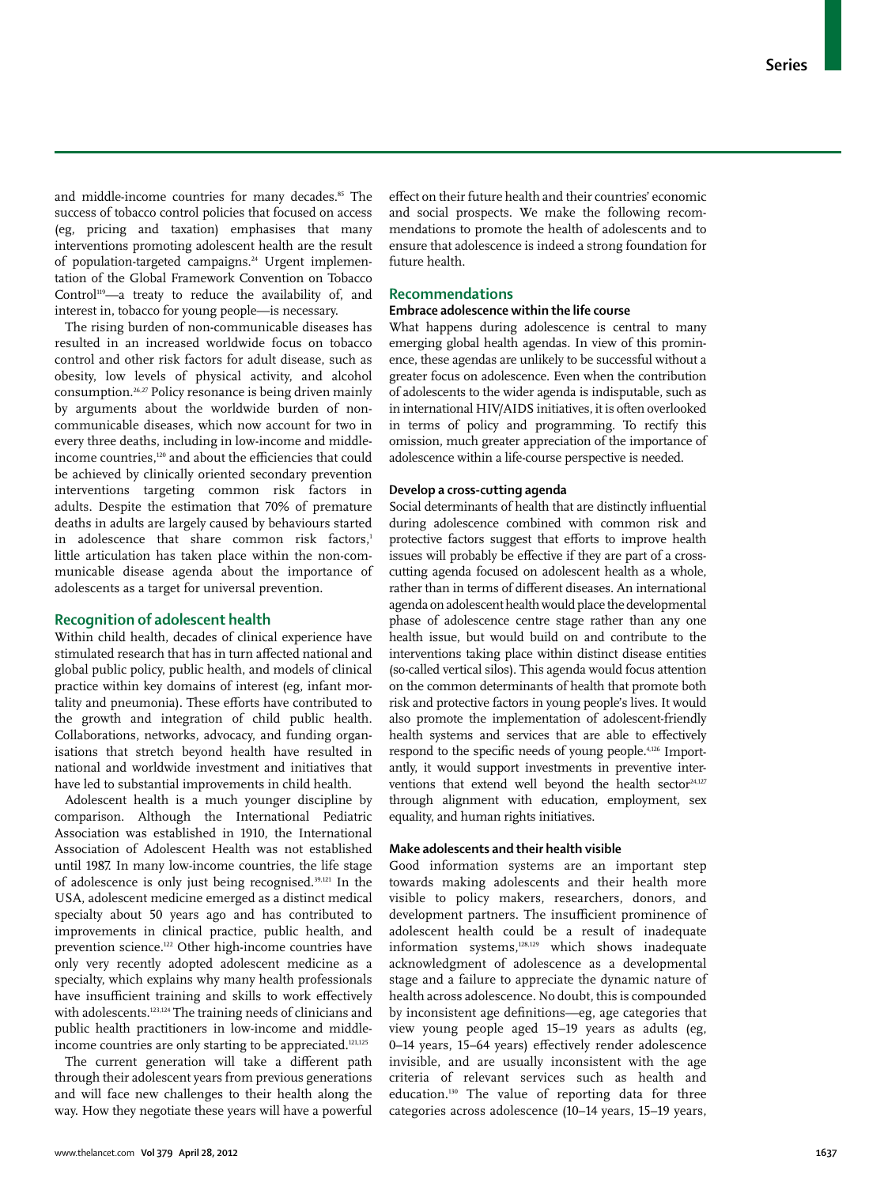and middle-income countries for many decades.[85] The success of tobacco control policies that focused on access (eg, pricing and taxation) emphasises that many interventions promoting adolescent health are the result of population-targeted campaigns.[24] Urgent implementation of the Global Framework Convention on Tobacco Control[119]—a treaty to reduce the availability of, and interest in, tobacco for young people—is necessary.

The rising burden of non-communicable diseases has resulted in an increased worldwide focus on tobacco control and other risk factors for adult disease, such as obesity, low levels of physical activity, and alcohol consumption.[26,27] Policy resonance is being driven mainly by arguments about the worldwide burden of non-communicable diseases, which now account for two in every three deaths, including in low-income and middle-income countries,[120] and about the efficiencies that could be achieved by clinically oriented secondary prevention interventions targeting common risk factors in adults. Despite the estimation that 70% of premature deaths in adults are largely caused by behaviours started in adolescence that share common risk factors,[1] little articulation has taken place within the non-communicable disease agenda about the importance of adolescents as a target for universal prevention.

## Recognition of adolescent health

Within child health, decades of clinical experience have stimulated research that has in turn affected national and global public policy, public health, and models of clinical practice within key domains of interest (eg, infant mortality and pneumonia). These efforts have contributed to the growth and integration of child public health. Collaborations, networks, advocacy, and funding organisations that stretch beyond health have resulted in national and worldwide investment and initiatives that have led to substantial improvements in child health.

Adolescent health is a much younger discipline by comparison. Although the International Pediatric Association was established in 1910, the International Association of Adolescent Health was not established until 1987. In many low-income countries, the life stage of adolescence is only just being recognised.[39,121] In the USA, adolescent medicine emerged as a distinct medical specialty about 50 years ago and has contributed to improvements in clinical practice, public health, and prevention science.[122] Other high-income countries have only very recently adopted adolescent medicine as a specialty, which explains why many health professionals have insufficient training and skills to work effectively with adolescents.[123,124] The training needs of clinicians and public health practitioners in low-income and middle-income countries are only starting to be appreciated.[121,125]

The current generation will take a different path through their adolescent years from previous generations and will face new challenges to their health along the way. How they negotiate these years will have a powerful effect on their future health and their countries' economic and social prospects. We make the following recommendations to promote the health of adolescents and to ensure that adolescence is indeed a strong foundation for future health.

## Recommendations

### Embrace adolescence within the life course

What happens during adolescence is central to many emerging global health agendas. In view of this prominence, these agendas are unlikely to be successful without a greater focus on adolescence. Even when the contribution of adolescents to the wider agenda is indisputable, such as in international HIV/AIDS initiatives, it is often overlooked in terms of policy and programming. To rectify this omission, much greater appreciation of the importance of adolescence within a life-course perspective is needed.

### Develop a cross-cutting agenda

Social determinants of health that are distinctly influential during adolescence combined with common risk and protective factors suggest that efforts to improve health issues will probably be effective if they are part of a cross-cutting agenda focused on adolescent health as a whole, rather than in terms of different diseases. An international agenda on adolescent health would place the developmental phase of adolescence centre stage rather than any one health issue, but would build on and contribute to the interventions taking place within distinct disease entities (so-called vertical silos). This agenda would focus attention on the common determinants of health that promote both risk and protective factors in young people's lives. It would also promote the implementation of adolescent-friendly health systems and services that are able to effectively respond to the specific needs of young people.[4,126] Importantly, it would support investments in preventive interventions that extend well beyond the health sector[24,127] through alignment with education, employment, sex equality, and human rights initiatives.

### Make adolescents and their health visible

Good information systems are an important step towards making adolescents and their health more visible to policy makers, researchers, donors, and development partners. The insufficient prominence of adolescent health could be a result of inadequate information systems,[128,129] which shows inadequate acknowledgment of adolescence as a developmental stage and a failure to appreciate the dynamic nature of health across adolescence. No doubt, this is compounded by inconsistent age definitions—eg, age categories that view young people aged 15–19 years as adults (eg, 0–14 years, 15–64 years) effectively render adolescence invisible, and are usually inconsistent with the age criteria of relevant services such as health and education.[130] The value of reporting data for three categories across adolescence (10–14 years, 15–19 years,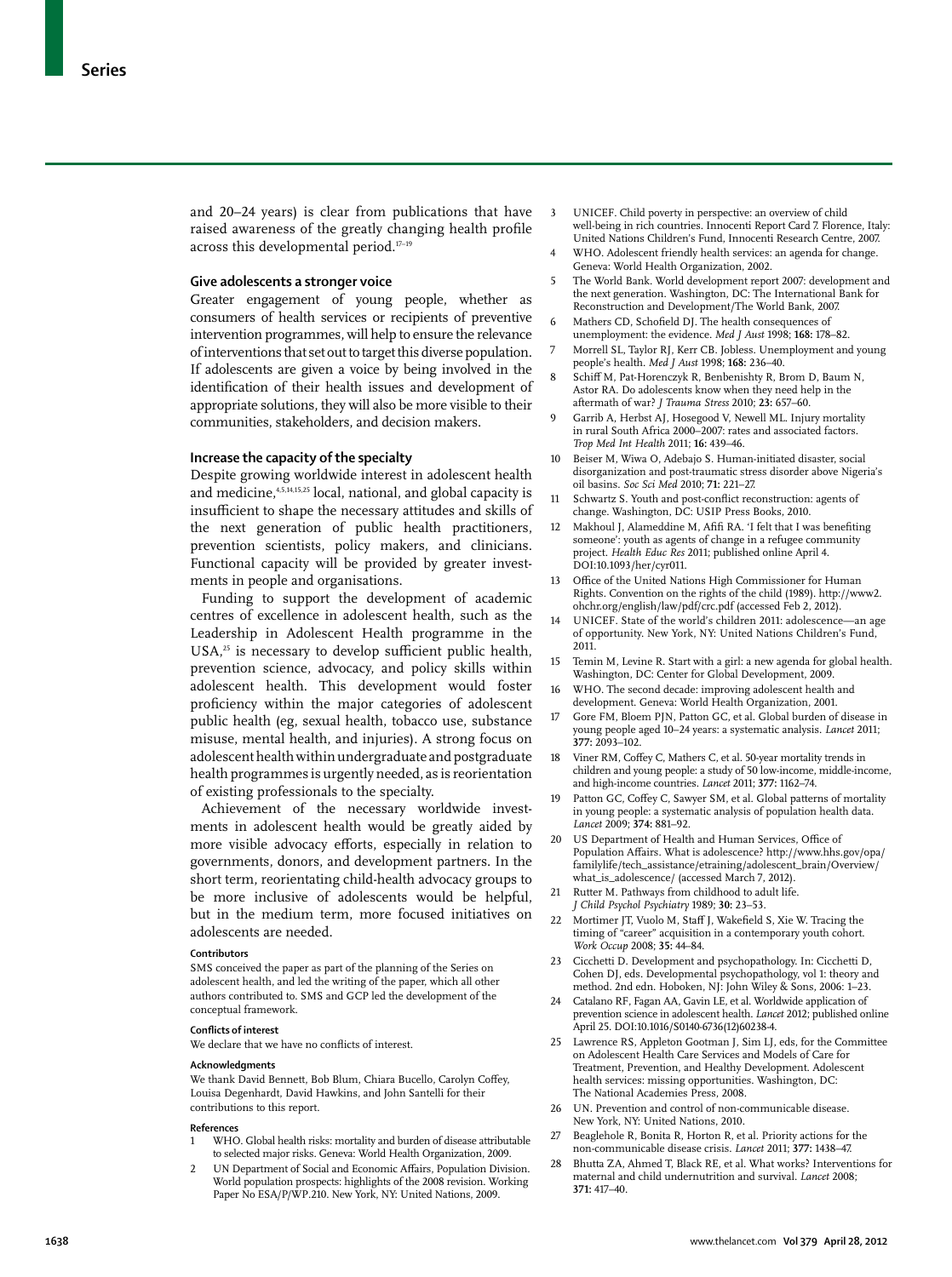and 20–24 years) is clear from publications that have raised awareness of the greatly changing health profile across this developmental period.[17–19]

## Give adolescents a stronger voice

Greater engagement of young people, whether as consumers of health services or recipients of preventive intervention programmes, will help to ensure the relevance of interventions that set out to target this diverse population. If adolescents are given a voice by being involved in the identification of their health issues and development of appropriate solutions, they will also be more visible to their communities, stakeholders, and decision makers.

## Increase the capacity of the specialty

Despite growing worldwide interest in adolescent health and medicine,[4,5,14,15,25] local, national, and global capacity is insufficient to shape the necessary attitudes and skills of the next generation of public health practitioners, prevention scientists, policy makers, and clinicians. Functional capacity will be provided by greater investments in people and organisations.

Funding to support the development of academic centres of excellence in adolescent health, such as the Leadership in Adolescent Health programme in the USA,[25] is necessary to develop sufficient public health, prevention science, advocacy, and policy skills within adolescent health. This development would foster proficiency within the major categories of adolescent public health (eg, sexual health, tobacco use, substance misuse, mental health, and injuries). A strong focus on adolescent health within undergraduate and postgraduate health programmes is urgently needed, as is reorientation of existing professionals to the specialty.

Achievement of the necessary worldwide investments in adolescent health would be greatly aided by more visible advocacy efforts, especially in relation to governments, donors, and development partners. In the short term, reorientating child-health advocacy groups to be more inclusive of adolescents would be helpful, but in the medium term, more focused initiatives on adolescents are needed.

#### Contributors

SMS conceived the paper as part of the planning of the Series on adolescent health, and led the writing of the paper, which all other authors contributed to. SMS and GCP led the development of the conceptual framework.

#### Conflicts of interest

We declare that we have no conflicts of interest.

#### Acknowledgments

We thank David Bennett, Bob Blum, Chiara Bucello, Carolyn Coffey, Louisa Degenhardt, David Hawkins, and John Santelli for their contributions to this report.

#### References

1. WHO. Global health risks: mortality and burden of disease attributable to selected major risks. Geneva: World Health Organization, 2009.
2. UN Department of Social and Economic Affairs, Population Division. World population prospects: highlights of the 2008 revision. Working Paper No ESA/P/WP.210. New York, NY: United Nations, 2009.
3. UNICEF. Child poverty in perspective: an overview of child well-being in rich countries. Innocenti Report Card 7. Florence, Italy: United Nations Children's Fund, Innocenti Research Centre, 2007.
4. WHO. Adolescent friendly health services: an agenda for change. Geneva: World Health Organization, 2002.
5. The World Bank. World development report 2007: development and the next generation. Washington, DC: The International Bank for Reconstruction and Development/The World Bank, 2007.
6. Mathers CD, Schofield DJ. The health consequences of unemployment: the evidence. *Med J Aust* 1998; **168:** 178–82.
7. Morrell SL, Taylor RJ, Kerr CB. Jobless. Unemployment and young people's health. *Med J Aust* 1998; **168:** 236–40.
8. Schiff M, Pat-Horenczyk R, Benbenishty R, Brom D, Baum N, Astor RA. Do adolescents know when they need help in the aftermath of war? *J Trauma Stress* 2010; **23:** 657–60.
9. Garrib A, Herbst AJ, Hosegood V, Newell ML. Injury mortality in rural South Africa 2000–2007: rates and associated factors. *Trop Med Int Health* 2011; **16:** 439–46.
10. Beiser M, Wiwa O, Adebajo S. Human-initiated disaster, social disorganization and post-traumatic stress disorder above Nigeria's oil basins. *Soc Sci Med* 2010; **71:** 221–27.
11. Schwartz S. Youth and post-conflict reconstruction: agents of change. Washington, DC: USIP Press Books, 2010.
12. Makhoul J, Alameddine M, Afifi RA. 'I felt that I was benefiting someone': youth as agents of change in a refugee community project. *Health Educ Res* 2011; published online April 4. DOI:10.1093/her/cyr011.
13. Office of the United Nations High Commissioner for Human Rights. Convention on the rights of the child (1989). http://www2.ohchr.org/english/law/pdf/crc.pdf (accessed Feb 2, 2012).
14. UNICEF. State of the world's children 2011: adolescence—an age of opportunity. New York, NY: United Nations Children's Fund, 2011.
15. Temin M, Levine R. Start with a girl: a new agenda for global health. Washington, DC: Center for Global Development, 2009.
16. WHO. The second decade: improving adolescent health and development. Geneva: World Health Organization, 2001.
17. Gore FM, Bloem PJN, Patton GC, et al. Global burden of disease in young people aged 10–24 years: a systematic analysis. *Lancet* 2011; **377:** 2093–102.
18. Viner RM, Coffey C, Mathers C, et al. 50-year mortality trends in children and young people: a study of 50 low-income, middle-income, and high-income countries. *Lancet* 2011; **377:** 1162–74.
19. Patton GC, Coffey C, Sawyer SM, et al. Global patterns of mortality in young people: a systematic analysis of population health data. *Lancet* 2009; **374:** 881–92.
20. US Department of Health and Human Services, Office of Population Affairs. What is adolescence? http://www.hhs.gov/opa/familylife/tech_assistance/etraining/adolescent_brain/Overview/what_is_adolescence/ (accessed March 7, 2012).
21. Rutter M. Pathways from childhood to adult life. *J Child Psychol Psychiatry* 1989; **30:** 23–53.
22. Mortimer JT, Vuolo M, Staff J, Wakefield S, Xie W. Tracing the timing of "career" acquisition in a contemporary youth cohort. *Work Occup* 2008; **35:** 44–84.
23. Cicchetti D. Development and psychopathology. In: Cicchetti D, Cohen DJ, eds. Developmental psychopathology, vol 1: theory and method. 2nd edn. Hoboken, NJ: John Wiley & Sons, 2006: 1–23.
24. Catalano RF, Fagan AA, Gavin LE, et al. Worldwide application of prevention science in adolescent health. *Lancet* 2012; published online April 25. DOI:10.1016/S0140-6736(12)60238-4.
25. Lawrence RS, Appleton Gootman J, Sim LJ, eds, for the Committee on Adolescent Health Care Services and Models of Care for Treatment, Prevention, and Healthy Development. Adolescent health services: missing opportunities. Washington, DC: The National Academies Press, 2008.
26. UN. Prevention and control of non-communicable disease. New York, NY: United Nations, 2010.
27. Beaglehole R, Bonita R, Horton R, et al. Priority actions for the non-communicable disease crisis. *Lancet* 2011; **377:** 1438–47.
28. Bhutta ZA, Ahmed T, Black RE, et al. What works? Interventions for maternal and child undernutrition and survival. *Lancet* 2008; **371:** 417–40.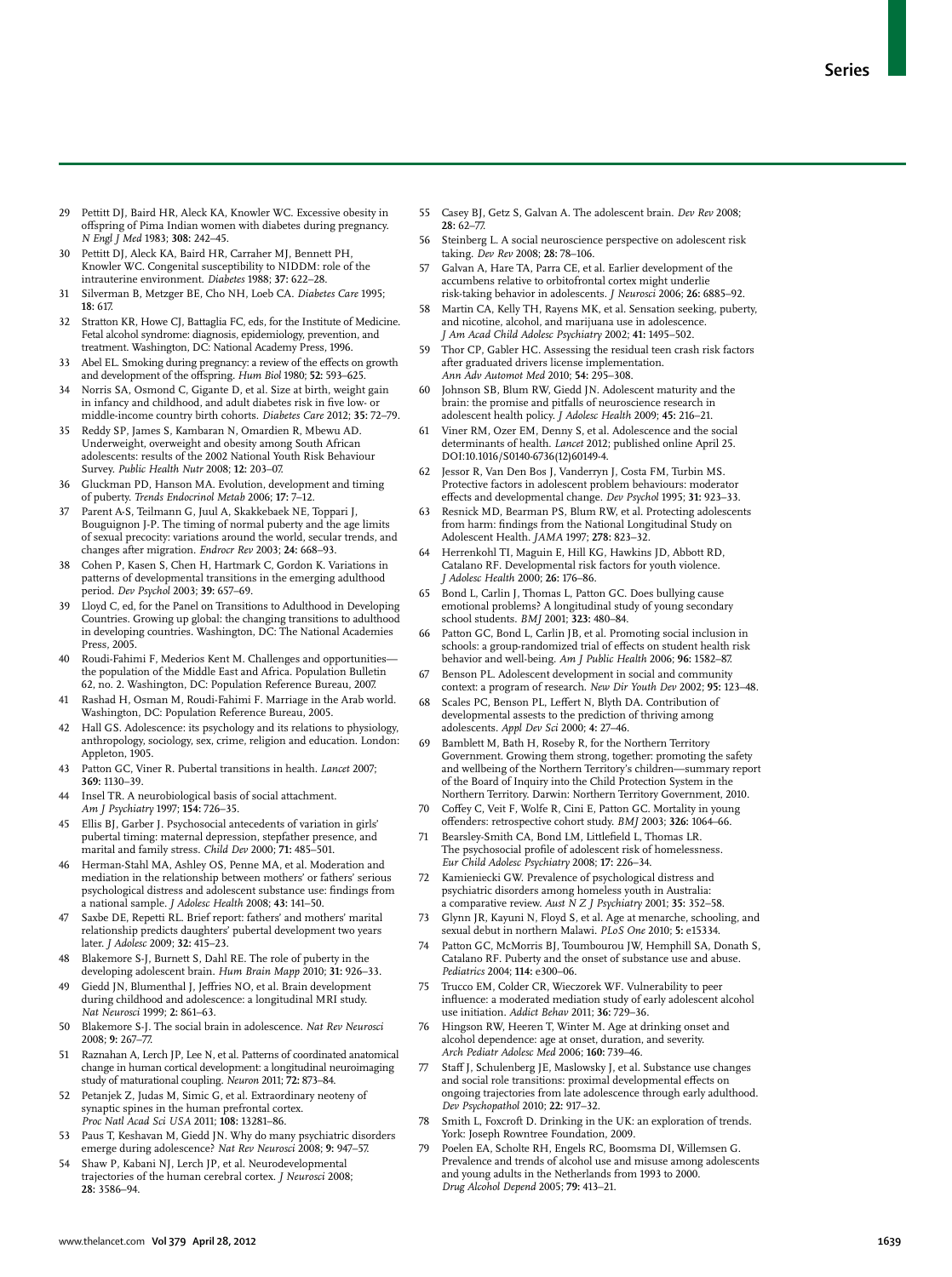29 Pettitt DJ, Baird HR, Aleck KA, Knowler WC. Excessive obesity in offspring of Pima Indian women with diabetes during pregnancy. *N Engl J Med* 1983; **308:** 242–45.

30 Pettitt DJ, Aleck KA, Baird HR, Carraher MJ, Bennett PH, Knowler WC. Congenital susceptibility to NIDDM: role of the intrauterine environment. *Diabetes* 1988; **37:** 622–28.

31 Silverman B, Metzger BE, Cho NH, Loeb CA. *Diabetes Care* 1995; **18:** 617.

32 Stratton KR, Howe CJ, Battaglia FC, eds, for the Institute of Medicine. Fetal alcohol syndrome: diagnosis, epidemiology, prevention, and treatment. Washington, DC: National Academy Press, 1996.

33 Abel EL. Smoking during pregnancy: a review of the effects on growth and development of the offspring. *Hum Biol* 1980; **52:** 593–625.

34 Norris SA, Osmond C, Gigante D, et al. Size at birth, weight gain in infancy and childhood, and adult diabetes risk in five low- or middle-income country birth cohorts. *Diabetes Care* 2012; **35:** 72–79.

35 Reddy SP, James S, Kambaran N, Omardien R, Mbewu AD. Underweight, overweight and obesity among South African adolescents: results of the 2002 National Youth Risk Behaviour Survey. *Public Health Nutr* 2008; **12:** 203–07.

36 Gluckman PD, Hanson MA. Evolution, development and timing of puberty. *Trends Endocrinol Metab* 2006; **17:** 7–12.

37 Parent A-S, Teilmann G, Juul A, Skakkebaek NE, Toppari J, Bouguignon J-P. The timing of normal puberty and the age limits of sexual precocity: variations around the world, secular trends, and changes after migration. *Endrocr Rev* 2003; **24:** 668–93.

38 Cohen P, Kasen S, Chen H, Hartmark C, Gordon K. Variations in patterns of developmental transitions in the emerging adulthood period. *Dev Psychol* 2003; **39:** 657–69.

39 Lloyd C, ed, for the Panel on Transitions to Adulthood in Developing Countries. Growing up global: the changing transitions to adulthood in developing countries. Washington, DC: The National Academies Press, 2005.

40 Roudi-Fahimi F, Mederios Kent M. Challenges and opportunities—the population of the Middle East and Africa. Population Bulletin 62, no. 2. Washington, DC: Population Reference Bureau, 2007.

41 Rashad H, Osman M, Roudi-Fahimi F. Marriage in the Arab world. Washington, DC: Population Reference Bureau, 2005.

42 Hall GS. Adolescence: its psychology and its relations to physiology, anthropology, sociology, sex, crime, religion and education. London: Appleton, 1905.

43 Patton GC, Viner R. Pubertal transitions in health. *Lancet* 2007; **369:** 1130–39.

44 Insel TR. A neurobiological basis of social attachment. *Am J Psychiatry* 1997; **154:** 726–35.

45 Ellis BJ, Garber J. Psychosocial antecedents of variation in girls' pubertal timing: maternal depression, stepfather presence, and marital and family stress. *Child Dev* 2000; **71:** 485–501.

46 Herman-Stahl MA, Ashley OS, Penne MA, et al. Moderation and mediation in the relationship between mothers' or fathers' serious psychological distress and adolescent substance use: findings from a national sample. *J Adolesc Health* 2008; **43:** 141–50.

47 Saxbe DE, Repetti RL. Brief report: fathers' and mothers' marital relationship predicts daughters' pubertal development two years later. *J Adolesc* 2009; **32:** 415–23.

48 Blakemore S-J, Burnett S, Dahl RE. The role of puberty in the developing adolescent brain. *Hum Brain Mapp* 2010; **31:** 926–33.

49 Giedd JN, Blumenthal J, Jeffries NO, et al. Brain development during childhood and adolescence: a longitudinal MRI study. *Nat Neurosci* 1999; **2:** 861–63.

50 Blakemore S-J. The social brain in adolescence. *Nat Rev Neurosci* 2008; **9:** 267–77.

51 Raznahan A, Lerch JP, Lee N, et al. Patterns of coordinated anatomical change in human cortical development: a longitudinal neuroimaging study of maturational coupling. *Neuron* 2011; **72:** 873–84.

52 Petanjek Z, Judas M, Simic G, et al. Extraordinary neoteny of synaptic spines in the human prefrontal cortex. *Proc Natl Acad Sci USA* 2011; **108:** 13281–86.

53 Paus T, Keshavan M, Giedd JN. Why do many psychiatric disorders emerge during adolescence? *Nat Rev Neurosci* 2008; **9:** 947–57.

54 Shaw P, Kabani NJ, Lerch JP, et al. Neurodevelopmental trajectories of the human cerebral cortex. *J Neurosci* 2008; **28:** 3586–94.

55 Casey BJ, Getz S, Galvan A. The adolescent brain. *Dev Rev* 2008; **28:** 62–77.

56 Steinberg L. A social neuroscience perspective on adolescent risk taking. *Dev Rev* 2008; **28:** 78–106.

57 Galvan A, Hare TA, Parra CE, et al. Earlier development of the accumbens relative to orbitofrontal cortex might underlie risk-taking behavior in adolescents. *J Neurosci* 2006; **26:** 6885–92.

58 Martin CA, Kelly TH, Rayens MK, et al. Sensation seeking, puberty, and nicotine, alcohol, and marijuana use in adolescence. *J Am Acad Child Adolesc Psychiatry* 2002; **41:** 1495–502.

59 Thor CP, Gabler HC. Assessing the residual teen crash risk factors after graduated drivers license implementation. *Ann Adv Automot Med* 2010; **54:** 295–308.

60 Johnson SB, Blum RW, Giedd JN. Adolescent maturity and the brain: the promise and pitfalls of neuroscience research in adolescent health policy. *J Adolesc Health* 2009; **45:** 216–21.

61 Viner RM, Ozer EM, Denny S, et al. Adolescence and the social determinants of health. *Lancet* 2012; published online April 25. DOI:10.1016/S0140-6736(12)60149-4.

62 Jessor R, Van Den Bos J, Vanderryn J, Costa FM, Turbin MS. Protective factors in adolescent problem behaviours: moderator effects and developmental change. *Dev Psychol* 1995; **31:** 923–33.

63 Resnick MD, Bearman PS, Blum RW, et al. Protecting adolescents from harm: findings from the National Longitudinal Study on Adolescent Health. *JAMA* 1997; **278:** 823–32.

64 Herrenkohl TI, Maguin E, Hill KG, Hawkins JD, Abbott RD, Catalano RF. Developmental risk factors for youth violence. *J Adolesc Health* 2000; **26:** 176–86.

65 Bond L, Carlin J, Thomas L, Patton GC. Does bullying cause emotional problems? A longitudinal study of young secondary school students. *BMJ* 2001; **323:** 480–84.

66 Patton GC, Bond L, Carlin JB, et al. Promoting social inclusion in schools: a group-randomized trial of effects on student health risk behavior and well-being. *Am J Public Health* 2006; **96:** 1582–87.

67 Benson PL. Adolescent development in social and community context: a program of research. *New Dir Youth Dev* 2002; **95:** 123–48.

68 Scales PC, Benson PL, Leffert N, Blyth DA. Contribution of developmental assets to the prediction of thriving among adolescents. *Appl Dev Sci* 2000; **4:** 27–46.

69 Bamblett M, Bath H, Roseby R, for the Northern Territory Government. Growing them strong, together: promoting the safety and wellbeing of the Northern Territory's children—summary report of the Board of Inquiry into the Child Protection System in the Northern Territory. Darwin: Northern Territory Government, 2010.

70 Coffey C, Veit F, Wolfe R, Cini E, Patton GC. Mortality in young offenders: retrospective cohort study. *BMJ* 2003; **326:** 1064–66.

71 Bearsley-Smith CA, Bond LM, Littlefield L, Thomas LR. The psychosocial profile of adolescent risk of homelessness. *Eur Child Adolesc Psychiatry* 2008; **17:** 226–34.

72 Kamieniecki GW. Prevalence of psychological distress and psychiatric disorders among homeless youth in Australia: a comparative review. *Aust N Z J Psychiatry* 2001; **35:** 352–58.

73 Glynn JR, Kayuni N, Floyd S, et al. Age at menarche, schooling, and sexual debut in northern Malawi. *PLoS One* 2010; **5:** e15334.

74 Patton GC, McMorris BJ, Toumbourou JW, Hemphill SA, Donath S, Catalano RF. Puberty and the onset of substance use and abuse. *Pediatrics* 2004; **114:** e300–06.

75 Trucco EM, Colder CR, Wieczorek WF. Vulnerability to peer influence: a moderated mediation study of early adolescent alcohol use initiation. *Addict Behav* 2011; **36:** 729–36.

76 Hingson RW, Heeren T, Winter M. Age at drinking onset and alcohol dependence: age at onset, duration, and severity. *Arch Pediatr Adolesc Med* 2006; **160:** 739–46.

77 Staff J, Schulenberg JE, Maslowsky J, et al. Substance use changes and social role transitions: proximal developmental effects on ongoing trajectories from late adolescence through early adulthood. *Dev Psychopathol* 2010; **22:** 917–32.

78 Smith L, Foxcroft D. Drinking in the UK: an exploration of trends. York: Joseph Rowntree Foundation, 2009.

79 Poelen EA, Scholte RH, Engels RC, Boomsma DI, Willemsen G. Prevalence and trends of alcohol use and misuse among adolescents and young adults in the Netherlands from 1993 to 2000. *Drug Alcohol Depend* 2005; **79:** 413–21.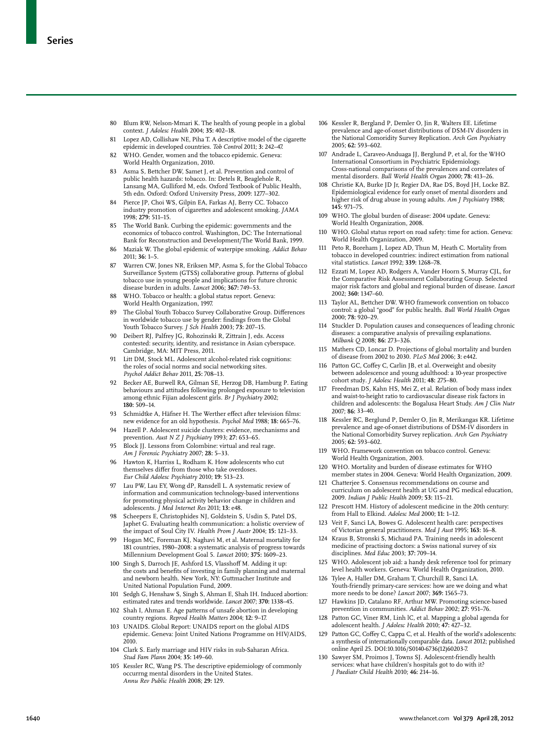80 Blum RW, Nelson-Mmari K. The health of young people in a global context. *J Adolesc Health* 2004; **35:** 402–18.

81 Lopez AD, Collishaw NE, Piha T. A descriptive model of the cigarette epidemic in developed countries. *Tob Control* 2011; **3:** 242–47.

82 WHO. Gender, women and the tobacco epidemic. Geneva: World Health Organization, 2010.

83 Asma S, Bettcher DW, Samet J, et al. Prevention and control of public health hazards: tobacco. In: Detels R, Beaglehole R, Lansang MA, Gulliford M, eds. Oxford Textbook of Public Health, 5th edn. Oxford: Oxford University Press, 2009: 1277–302.

84 Pierce JP, Choi WS, Gilpin EA, Farkas AJ, Berry CC. Tobacco industry promotion of cigarettes and adolescent smoking. *JAMA* 1998; **279:** 511–15.

85 The World Bank. Curbing the epidemic: governments and the economics of tobacco control. Washington, DC: The International Bank for Reconstruction and Development/The World Bank, 1999.

86 Maziak W. The global epidemic of waterpipe smoking. *Addict Behav* 2011; **36:** 1–5.

87 Warren CW, Jones NR, Eriksen MP, Asma S, for the Global Tobacco Surveillance System (GTSS) collaborative group. Patterns of global tobacco use in young people and implications for future chronic disease burden in adults. *Lancet* 2006; **367:** 749–53.

88 WHO. Tobacco or health: a global status report. Geneva: World Health Organization, 1997.

89 The Global Youth Tobacco Survey Collaborative Group. Differences in worldwide tobacco use by gender: findings from the Global Youth Tobacco Survey. *J Sch Health* 2003; **73:** 207–15.

90 Deibert RJ, Palfrey JG, Rohozinski R, Zittrain J, eds. Access contested: security, identity, and resistance in Asian cyberspace. Cambridge, MA: MIT Press, 2011.

91 Litt DM, Stock ML. Adolescent alcohol-related risk cognitions: the roles of social norms and social networking sites. *Psychol Addict Behav* 2011, **25:** 708–13.

92 Becker AE, Burwell RA, Gilman SE, Herzog DB, Hamburg P. Eating behaviours and attitudes following prolonged exposure to television among ethnic Fijian adolescent girls. *Br J Psychiatry* 2002; **180:** 509–14.

93 Schmidtke A, Häfner H. The Werther effect after television films: new evidence for an old hypothesis. *Psychol Med* 1988; **18:** 665–76.

94 Hazell P. Adolescent suicide clusters: evidence, mechanisms and prevention. *Aust N Z J Psychiatry* 1993; **27:** 653–65.

95 Block JJ. Lessons from Colombine: virtual and real rage. *Am J Forensic Psychiatry* 2007; **28:** 5–33.

96 Hawton K, Harriss L, Rodham K. How adolescents who cut themselves differ from those who take overdoses. *Eur Child Adolesc Psychiatry* 2010; **19:** 513–23.

97 Lau PW, Lau EY, Wong dP, Ransdell L. A systematic review of information and communication technology-based interventions for promoting physical activity behavior change in children and adolescents. *J Med Internet Res* 2011; **13:** e48.

98 Scheepers E, Christophides NJ, Goldstein S, Usdin S, Patel DS, Japhet G. Evaluating health communication: a holistic overview of the impact of Soul City IV. *Health Prom J Austr* 2004; **15:** 121–33.

99 Hogan MC, Foreman KJ, Naghavi M, et al. Maternal mortality for 181 countries, 1980–2008: a systematic analysis of progress towards Millennium Development Goal 5. *Lancet* 2010; **375:** 1609–23.

100 Singh S, Darroch JE, Ashford LS, Vlasshoff M. Adding it up: the costs and benefits of investing in family planning and maternal and newborn health. New York, NY: Guttmacher Institute and United National Population Fund, 2009.

101 Sedgh G, Henshaw S, Singh S, Ahman E, Shah IH. Induced abortion: estimated rates and trends worldwide. *Lancet* 2007; **370:** 1338–45.

102 Shah I, Ahman E. Age patterns of unsafe abortion in developing country regions. *Reprod Health Matters* 2004; **12:** 9–17.

103 UNAIDS. Global Report: UNAIDS report on the global AIDS epidemic. Geneva: Joint United Nations Programme on HIV/AIDS, 2010.

104 Clark S. Early marriage and HIV risks in sub-Saharan Africa. *Stud Fam Plann* 2004; **35:** 149–60.

105 Kessler RC, Wang PS. The descriptive epidemiology of commonly occurrng mental disorders in the United States. *Annu Rev Public Health* 2008; **29:** 129.

106 Kessler R, Bergland P, Demler O, Jin R, Walters EE. Lifetime prevalence and age-of-onset distributions of DSM-IV disorders in the National Comoridity Survey Replication. *Arch Gen Psychiatry* 2005; **62:** 593–602.

107 Andrade L, Caraveo-Anduaga JJ, Berglund P, et al, for the WHO International Consortium in Psychiatric Epidemiology. Cross-national comparisons of the prevalences and correlates of mental disorders. *Bull World Health Organ* 2000; **78:** 413–26.

108 Christie KA, Burke JD Jr, Regier DA, Rae DS, Boyd JH, Locke BZ. Epidemiological evidence for early onset of mental disorders and higher risk of drug abuse in young adults. *Am J Psychiatry* 1988; **145:** 971–75.

109 WHO. The global burden of disease: 2004 update. Geneva: World Health Organization, 2008.

110 WHO. Global status report on road safety: time for action. Geneva: World Health Organization, 2009.

111 Peto R, Boreham J, Lopez AD, Thun M, Heath C. Mortality from tobacco in developed countries: indirect estimation from national vital statistics. *Lancet* 1992; **339:** 1268–78.

112 Ezzati M, Lopez AD, Rodgers A, Vander Hoorn S, Murray CJL, for the Comparative Risk Assessment Collaborating Group. Selected major risk factors and global and regional burden of disease. *Lancet* 2002; **360:** 1347–60.

113 Taylor AL, Bettcher DW. WHO framework convention on tobacco control: a global "good" for public health. *Bull World Health Organ* 2000; **78:** 920–29.

114 Stuckler D. Population causes and consequences of leading chronic diseases: a comparative analysis of prevailing explanations. *Milbank Q* 2008; **86:** 273–326.

115 Mathers CD, Loncar D. Projections of global mortality and burden of disease from 2002 to 2030. *PLoS Med* 2006; **3:** e442.

116 Patton GC, Coffey C, Carlin JB, et al. Overweight and obesity between adolescence and young adulthood: a 10-year prospective cohort study. *J Adolesc Health* 2011; **48:** 275–80.

117 Freedman DS, Kahn HS, Mei Z, et al. Relation of body mass index and waist-to-height ratio to cardiovascular disease risk factors in children and adolescents: the Bogalusa Heart Study. *Am J Clin Nutr* 2007; **86:** 33–40.

118 Kessler RC, Berglund P, Demler O, Jin R, Merikangas KR. Lifetime prevalence and age-of-onset distributions of DSM-IV disorders in the National Comorbidity Survey replication. *Arch Gen Psychiatry* 2005; **62:** 593–602.

119 WHO. Framework convention on tobacco control. Geneva: World Health Organization, 2003.

120 WHO. Mortality and burden of disease estimates for WHO member states in 2004. Geneva: World Health Organization, 2009.

121 Chatterjee S. Consensus recommendations on course and curriculum on adolescent health at UG and PG medical education, 2009. *Indian J Public Health* 2009; **53:** 115–21.

122 Prescott HM. History of adolescent medicine in the 20th century: from Hall to Elkind. *Adolesc Med* 2000; **11:** 1–12.

123 Veit F, Sanci LA, Bowes G. Adolescent health care: perspectives of Victorian general practitioners. *Med J Aust* 1995; **163:** 16–8.

124 Kraus B, Stronski S, Michaud PA. Training needs in adolescent medicine of practising doctors: a Swiss national survey of six disciplines. *Med Educ* 2003; **37:** 709–14.

125 WHO. Adolescent job aid: a handy desk reference tool for primary level health workers. Geneva: World Health Organization, 2010.

126 Tylee A, Haller DM, Graham T, Churchill R, Sanci LA. Youth-friendly primary-care services: how are we doing and what more needs to be done? *Lancet* 2007; **369:** 1565–73.

127 Hawkins JD, Catalano RF, Arthur MW. Promoting science-based prevention in communities. *Addict Behav* 2002; **27:** 951–76.

128 Patton GC, Viner RM, Linh lC, et al. Mapping a global agenda for adolescent health. *J Adolesc Health* 2010; **47:** 427–32.

129 Patton GC, Coffey C, Cappa C, et al. Health of the world's adolescents: a synthesis of internationally comparable data. *Lancet* 2012; published online April 25. DOI:10.1016/S0140-6736(12)60203-7.

130 Sawyer SM, Proimos J, Towns SJ. Adolescent-friendly health services: what have children's hospitals got to do with it? *J Paediatr Child Health* 2010; **46:** 214–16.